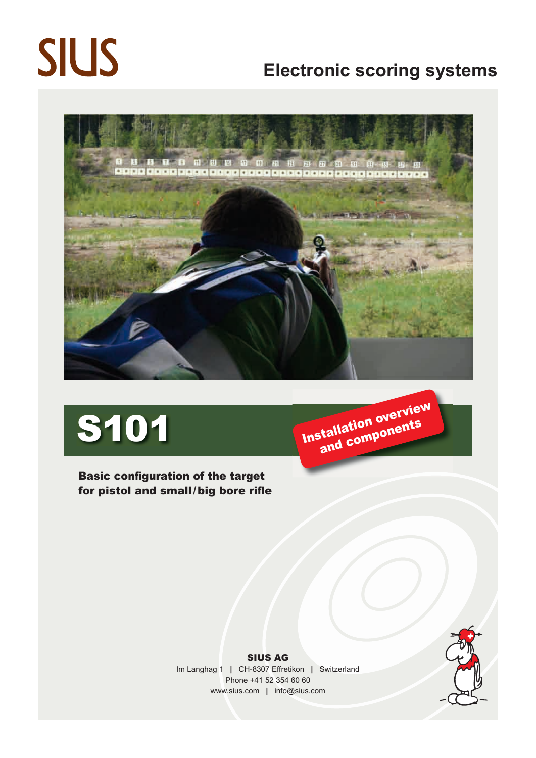# SIUS

## Electronic scoring systems

# S101

**Installation overview and components**

**Basic configuration of the target for pistol and small / big bore rifle**

**SIUS AG**
Im Langhag 1 | CH-8307 Effretikon | Switzerland
Phone +41 52 354 60 60
www.sius.com | info@sius.com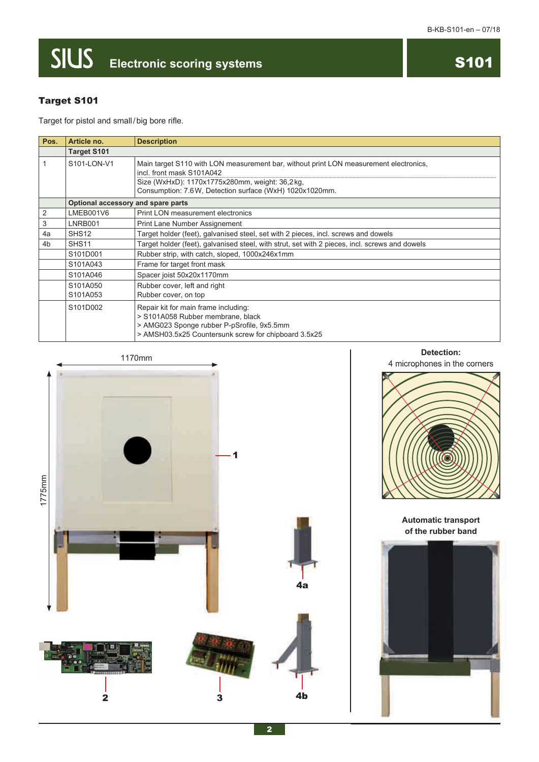## Target S101

Target for pistol and small/big bore rifle.

| Pos. | Article no. | Description |
|---|---|---|
| | **Target S101** | |
| 1 | S101-LON-V1 | Main target S110 with LON measurement bar, without print LON measurement electronics, incl. front mask S101A042<br>Size (WxHxD): 1170x1775x280mm, weight: 36,2kg,<br>Consumption: 7.6W, Detection surface (WxH) 1020x1020mm. |
| | **Optional accessory and spare parts** | |
| 2 | LMEB001V6 | Print LON measurement electronics |
| 3 | LNRB001 | Print Lane Number Assignement |
| 4a | SHS12 | Target holder (feet), galvanised steel, set with 2 pieces, incl. screws and dowels |
| 4b | SHS11 | Target holder (feet), galvanised steel, with strut, set with 2 pieces, incl. screws and dowels |
| | S101D001 | Rubber strip, with catch, sloped, 1000x246x1mm |
| | S101A043 | Frame for target front mask |
| | S101A046 | Spacer joist 50x20x1170mm |
| | S101A050<br>S101A053 | Rubber cover, left and right<br>Rubber cover, on top |
| | S101D002 | Repair kit for main frame including:<br>> S101A058 Rubber membrane, black<br>> AMG023 Sponge rubber P-pSrofile, 9x5.5mm<br>> AMSH03.5x25 Countersunk screw for chipboard 3.5x25 |

1170mm

1775mm

1

4a

2

3

4b

**Detection:**
4 microphones in the corners

**Automatic transport of the rubber band**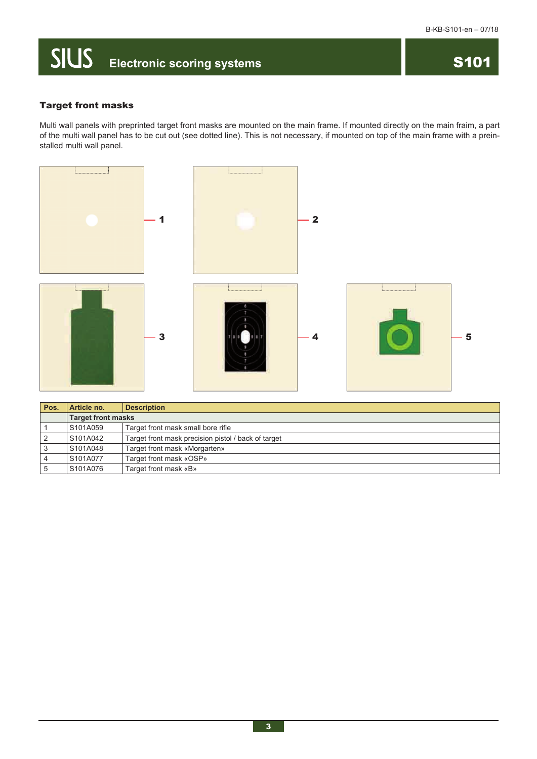## Target front masks

Multi wall panels with preprinted target front masks are mounted on the main frame. If mounted directly on the main fraim, a part of the multi wall panel has to be cut out (see dotted line). This is not necessary, if mounted on top of the main frame with a preinstalled multi wall panel.

| Pos. | Article no. | Description |
|---|---|---|
| | **Target front masks** | |
| 1 | S101A059 | Target front mask small bore rifle |
| 2 | S101A042 | Target front mask precision pistol / back of target |
| 3 | S101A048 | Target front mask «Morgarten» |
| 4 | S101A077 | Target front mask «OSP» |
| 5 | S101A076 | Target front mask «B» |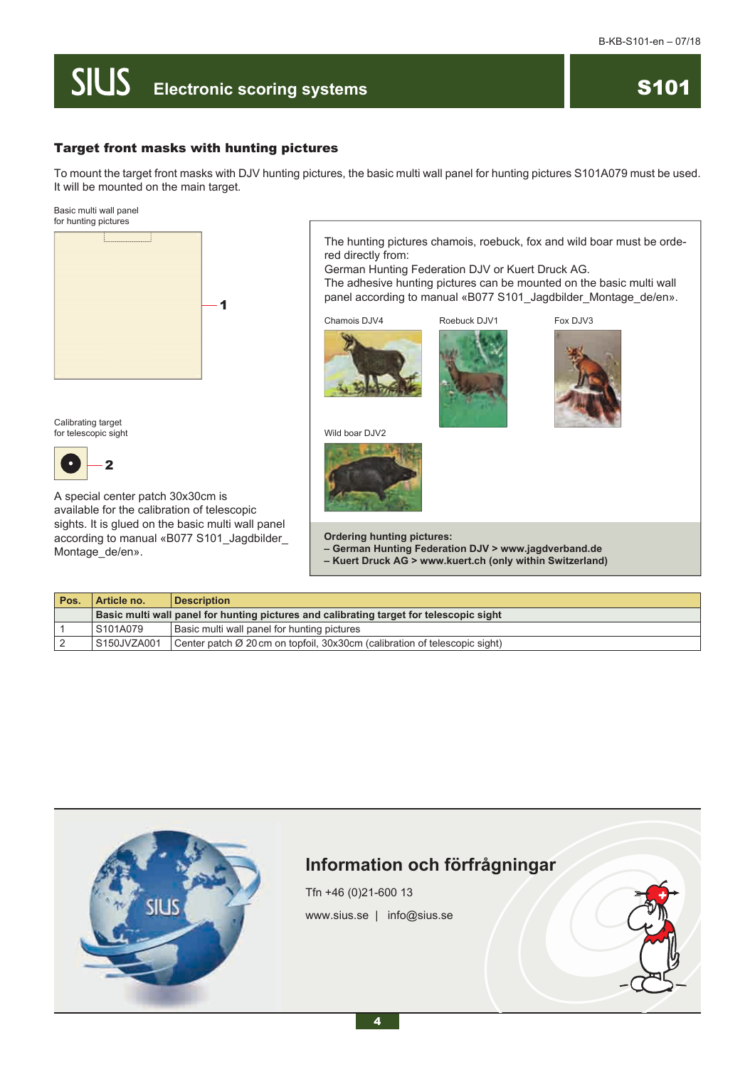## Target front masks with hunting pictures

To mount the target front masks with DJV hunting pictures, the basic multi wall panel for hunting pictures S101A079 must be used. It will be mounted on the main target.

Basic multi wall panel
for hunting pictures

1

Calibrating target
for telescopic sight

2

A special center patch 30x30cm is available for the calibration of telescopic sights. It is glued on the basic multi wall panel according to manual «B077 S101_Jagdbilder_Montage_de/en».

The hunting pictures chamois, roebuck, fox and wild boar must be ordered directly from:
German Hunting Federation DJV or Kuert Druck AG.
The adhesive hunting pictures can be mounted on the basic multi wall panel according to manual «B077 S101_Jagdbilder_Montage_de/en».

Chamois DJV4

Roebuck DJV1

Fox DJV3

Wild boar DJV2

**Ordering hunting pictures:**
**– German Hunting Federation DJV > www.jagdverband.de**
**– Kuert Druck AG > www.kuert.ch (only within Switzerland)**

| Pos. | Article no. | Description |
|---|---|---|
| | **Basic multi wall panel for hunting pictures and calibrating target for telescopic sight** | |
| 1 | S101A079 | Basic multi wall panel for hunting pictures |
| 2 | S150JVZA001 | Center patch Ø 20 cm on topfoil, 30x30cm (calibration of telescopic sight) |

## Information och förfrågningar

Tfn +46 (0)21-600 13

www.sius.se | info@sius.se